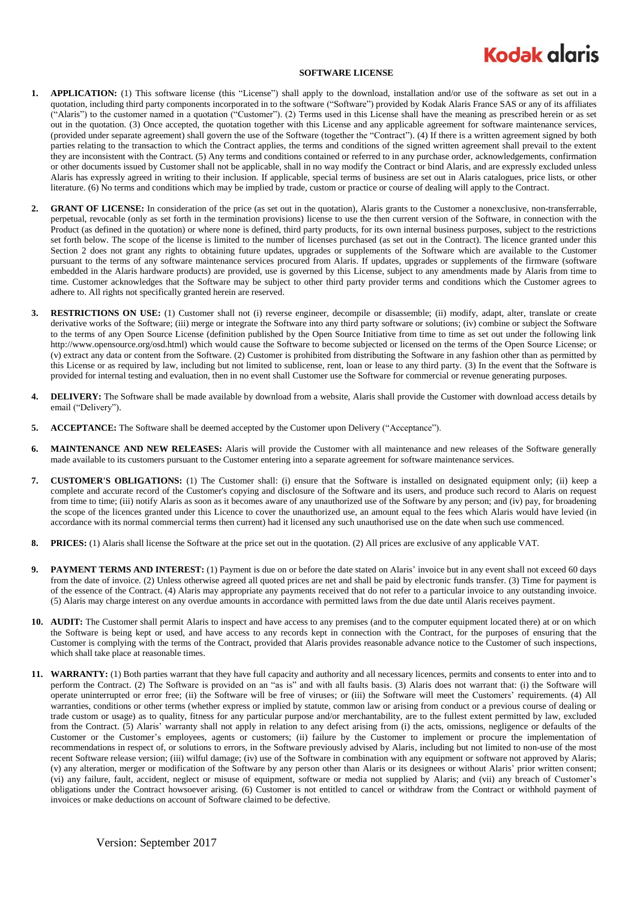Kodak alaris

# SOFTWARE LICENSE

1. **APPLICATION:** (1) This software license (this "License") shall apply to the download, installation and/or use of the software as set out in a quotation, including third party components incorporated in to the software ("Software") provided by Kodak Alaris France SAS or any of its affiliates ("Alaris") to the customer named in a quotation ("Customer"). (2) Terms used in this License shall have the meaning as prescribed herein or as set out in the quotation. (3) Once accepted, the quotation together with this License and any applicable agreement for software maintenance services, (provided under separate agreement) shall govern the use of the Software (together the "Contract"). (4) If there is a written agreement signed by both parties relating to the transaction to which the Contract applies, the terms and conditions of the signed written agreement shall prevail to the extent they are inconsistent with the Contract. (5) Any terms and conditions contained or referred to in any purchase order, acknowledgements, confirmation or other documents issued by Customer shall not be applicable, shall in no way modify the Contract or bind Alaris, and are expressly excluded unless Alaris has expressly agreed in writing to their inclusion. If applicable, special terms of business are set out in Alaris catalogues, price lists, or other literature. (6) No terms and conditions which may be implied by trade, custom or practice or course of dealing will apply to the Contract.

2. **GRANT OF LICENSE:** In consideration of the price (as set out in the quotation), Alaris grants to the Customer a nonexclusive, non-transferrable, perpetual, revocable (only as set forth in the termination provisions) license to use the then current version of the Software, in connection with the Product (as defined in the quotation) or where none is defined, third party products, for its own internal business purposes, subject to the restrictions set forth below. The scope of the license is limited to the number of licenses purchased (as set out in the Contract). The licence granted under this Section 2 does not grant any rights to obtaining future updates, upgrades or supplements of the Software which are available to the Customer pursuant to the terms of any software maintenance services procured from Alaris. If updates, upgrades or supplements of the firmware (software embedded in the Alaris hardware products) are provided, use is governed by this License, subject to any amendments made by Alaris from time to time. Customer acknowledges that the Software may be subject to other third party provider terms and conditions which the Customer agrees to adhere to. All rights not specifically granted herein are reserved.

3. **RESTRICTIONS ON USE:** (1) Customer shall not (i) reverse engineer, decompile or disassemble; (ii) modify, adapt, alter, translate or create derivative works of the Software; (iii) merge or integrate the Software into any third party software or solutions; (iv) combine or subject the Software to the terms of any Open Source License (definition published by the Open Source Initiative from time to time as set out under the following link http://www.opensource.org/osd.html) which would cause the Software to become subjected or licensed on the terms of the Open Source License; or (v) extract any data or content from the Software. (2) Customer is prohibited from distributing the Software in any fashion other than as permitted by this License or as required by law, including but not limited to sublicense, rent, loan or lease to any third party. (3) In the event that the Software is provided for internal testing and evaluation, then in no event shall Customer use the Software for commercial or revenue generating purposes.

4. **DELIVERY:** The Software shall be made available by download from a website, Alaris shall provide the Customer with download access details by email ("Delivery").

5. **ACCEPTANCE:** The Software shall be deemed accepted by the Customer upon Delivery ("Acceptance").

6. **MAINTENANCE AND NEW RELEASES:** Alaris will provide the Customer with all maintenance and new releases of the Software generally made available to its customers pursuant to the Customer entering into a separate agreement for software maintenance services.

7. **CUSTOMER'S OBLIGATIONS:** (1) The Customer shall: (i) ensure that the Software is installed on designated equipment only; (ii) keep a complete and accurate record of the Customer's copying and disclosure of the Software and its users, and produce such record to Alaris on request from time to time; (iii) notify Alaris as soon as it becomes aware of any unauthorized use of the Software by any person; and (iv) pay, for broadening the scope of the licences granted under this Licence to cover the unauthorized use, an amount equal to the fees which Alaris would have levied (in accordance with its normal commercial terms then current) had it licensed any such unauthorised use on the date when such use commenced.

8. **PRICES:** (1) Alaris shall license the Software at the price set out in the quotation. (2) All prices are exclusive of any applicable VAT.

9. **PAYMENT TERMS AND INTEREST:** (1) Payment is due on or before the date stated on Alaris' invoice but in any event shall not exceed 60 days from the date of invoice. (2) Unless otherwise agreed all quoted prices are net and shall be paid by electronic funds transfer. (3) Time for payment is of the essence of the Contract. (4) Alaris may appropriate any payments received that do not refer to a particular invoice to any outstanding invoice. (5) Alaris may charge interest on any overdue amounts in accordance with permitted laws from the due date until Alaris receives payment.

10. **AUDIT:** The Customer shall permit Alaris to inspect and have access to any premises (and to the computer equipment located there) at or on which the Software is being kept or used, and have access to any records kept in connection with the Contract, for the purposes of ensuring that the Customer is complying with the terms of the Contract, provided that Alaris provides reasonable advance notice to the Customer of such inspections, which shall take place at reasonable times.

11. **WARRANTY:** (1) Both parties warrant that they have full capacity and authority and all necessary licences, permits and consents to enter into and to perform the Contract. (2) The Software is provided on an "as is" and with all faults basis. (3) Alaris does not warrant that: (i) the Software will operate uninterrupted or error free; (ii) the Software will be free of viruses; or (iii) the Software will meet the Customers' requirements. (4) All warranties, conditions or other terms (whether express or implied by statute, common law or arising from conduct or a previous course of dealing or trade custom or usage) as to quality, fitness for any particular purpose and/or merchantability, are to the fullest extent permitted by law, excluded from the Contract. (5) Alaris' warranty shall not apply in relation to any defect arising from (i) the acts, omissions, negligence or defaults of the Customer or the Customer's employees, agents or customers; (ii) failure by the Customer to implement or procure the implementation of recommendations in respect of, or solutions to errors, in the Software previously advised by Alaris, including but not limited to non-use of the most recent Software release version; (iii) wilful damage; (iv) use of the Software in combination with any equipment or software not approved by Alaris; (v) any alteration, merger or modification of the Software by any person other than Alaris or its designees or without Alaris' prior written consent; (vi) any failure, fault, accident, neglect or misuse of equipment, software or media not supplied by Alaris; and (vii) any breach of Customer's obligations under the Contract howsoever arising. (6) Customer is not entitled to cancel or withdraw from the Contract or withhold payment of invoices or make deductions on account of Software claimed to be defective.

Version: September 2017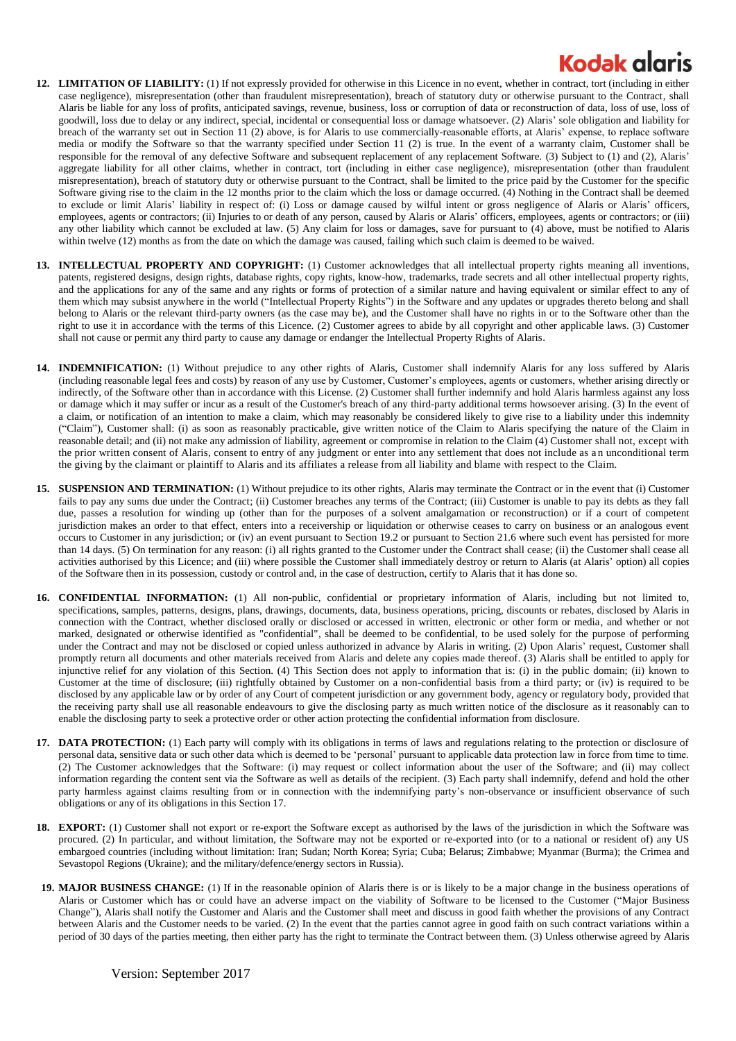**12. LIMITATION OF LIABILITY:** (1) If not expressly provided for otherwise in this Licence in no event, whether in contract, tort (including in either case negligence), misrepresentation (other than fraudulent misrepresentation), breach of statutory duty or otherwise pursuant to the Contract, shall Alaris be liable for any loss of profits, anticipated savings, revenue, business, loss or corruption of data or reconstruction of data, loss of use, loss of goodwill, loss due to delay or any indirect, special, incidental or consequential loss or damage whatsoever. (2) Alaris' sole obligation and liability for breach of the warranty set out in Section 11 (2) above, is for Alaris to use commercially-reasonable efforts, at Alaris' expense, to replace software media or modify the Software so that the warranty specified under Section 11 (2) is true. In the event of a warranty claim, Customer shall be responsible for the removal of any defective Software and subsequent replacement of any replacement Software. (3) Subject to (1) and (2), Alaris' aggregate liability for all other claims, whether in contract, tort (including in either case negligence), misrepresentation (other than fraudulent misrepresentation), breach of statutory duty or otherwise pursuant to the Contract, shall be limited to the price paid by the Customer for the specific Software giving rise to the claim in the 12 months prior to the claim which the loss or damage occurred. (4) Nothing in the Contract shall be deemed to exclude or limit Alaris' liability in respect of: (i) Loss or damage caused by wilful intent or gross negligence of Alaris or Alaris' officers, employees, agents or contractors; (ii) Injuries to or death of any person, caused by Alaris or Alaris' officers, employees, agents or contractors; or (iii) any other liability which cannot be excluded at law. (5) Any claim for loss or damages, save for pursuant to (4) above, must be notified to Alaris within twelve (12) months as from the date on which the damage was caused, failing which such claim is deemed to be waived.

**13. INTELLECTUAL PROPERTY AND COPYRIGHT:** (1) Customer acknowledges that all intellectual property rights meaning all inventions, patents, registered designs, design rights, database rights, copy rights, know-how, trademarks, trade secrets and all other intellectual property rights, and the applications for any of the same and any rights or forms of protection of a similar nature and having equivalent or similar effect to any of them which may subsist anywhere in the world ("Intellectual Property Rights") in the Software and any updates or upgrades thereto belong and shall belong to Alaris or the relevant third-party owners (as the case may be), and the Customer shall have no rights in or to the Software other than the right to use it in accordance with the terms of this Licence. (2) Customer agrees to abide by all copyright and other applicable laws. (3) Customer shall not cause or permit any third party to cause any damage or endanger the Intellectual Property Rights of Alaris.

**14. INDEMNIFICATION:** (1) Without prejudice to any other rights of Alaris, Customer shall indemnify Alaris for any loss suffered by Alaris (including reasonable legal fees and costs) by reason of any use by Customer, Customer's employees, agents or customers, whether arising directly or indirectly, of the Software other than in accordance with this License. (2) Customer shall further indemnify and hold Alaris harmless against any loss or damage which it may suffer or incur as a result of the Customer's breach of any third-party additional terms howsoever arising. (3) In the event of a claim, or notification of an intention to make a claim, which may reasonably be considered likely to give rise to a liability under this indemnity ("Claim"), Customer shall: (i) as soon as reasonably practicable, give written notice of the Claim to Alaris specifying the nature of the Claim in reasonable detail; and (ii) not make any admission of liability, agreement or compromise in relation to the Claim (4) Customer shall not, except with the prior written consent of Alaris, consent to entry of any judgment or enter into any settlement that does not include as an unconditional term the giving by the claimant or plaintiff to Alaris and its affiliates a release from all liability and blame with respect to the Claim.

**15. SUSPENSION AND TERMINATION:** (1) Without prejudice to its other rights, Alaris may terminate the Contract or in the event that (i) Customer fails to pay any sums due under the Contract; (ii) Customer breaches any terms of the Contract; (iii) Customer is unable to pay its debts as they fall due, passes a resolution for winding up (other than for the purposes of a solvent amalgamation or reconstruction) or if a court of competent jurisdiction makes an order to that effect, enters into a receivership or liquidation or otherwise ceases to carry on business or an analogous event occurs to Customer in any jurisdiction; or (iv) an event pursuant to Section 19.2 or pursuant to Section 21.6 where such event has persisted for more than 14 days. (5) On termination for any reason: (i) all rights granted to the Customer under the Contract shall cease; (ii) the Customer shall cease all activities authorised by this Licence; and (iii) where possible the Customer shall immediately destroy or return to Alaris (at Alaris' option) all copies of the Software then in its possession, custody or control and, in the case of destruction, certify to Alaris that it has done so.

**16. CONFIDENTIAL INFORMATION:** (1) All non-public, confidential or proprietary information of Alaris, including but not limited to, specifications, samples, patterns, designs, plans, drawings, documents, data, business operations, pricing, discounts or rebates, disclosed by Alaris in connection with the Contract, whether disclosed orally or disclosed or accessed in written, electronic or other form or media, and whether or not marked, designated or otherwise identified as "confidential", shall be deemed to be confidential, to be used solely for the purpose of performing under the Contract and may not be disclosed or copied unless authorized in advance by Alaris in writing. (2) Upon Alaris' request, Customer shall promptly return all documents and other materials received from Alaris and delete any copies made thereof. (3) Alaris shall be entitled to apply for injunctive relief for any violation of this Section. (4) This Section does not apply to information that is: (i) in the public domain; (ii) known to Customer at the time of disclosure; (iii) rightfully obtained by Customer on a non-confidential basis from a third party; or (iv) is required to be disclosed by any applicable law or by order of any Court of competent jurisdiction or any government body, agency or regulatory body, provided that the receiving party shall use all reasonable endeavours to give the disclosing party as much written notice of the disclosure as it reasonably can to enable the disclosing party to seek a protective order or other action protecting the confidential information from disclosure.

**17. DATA PROTECTION:** (1) Each party will comply with its obligations in terms of laws and regulations relating to the protection or disclosure of personal data, sensitive data or such other data which is deemed to be 'personal' pursuant to applicable data protection law in force from time to time. (2) The Customer acknowledges that the Software: (i) may request or collect information about the user of the Software; and (ii) may collect information regarding the content sent via the Software as well as details of the recipient. (3) Each party shall indemnify, defend and hold the other party harmless against claims resulting from or in connection with the indemnifying party's non-observance or insufficient observance of such obligations or any of its obligations in this Section 17.

**18. EXPORT:** (1) Customer shall not export or re-export the Software except as authorised by the laws of the jurisdiction in which the Software was procured. (2) In particular, and without limitation, the Software may not be exported or re-exported into (or to a national or resident of) any US embargoed countries (including without limitation: Iran; Sudan; North Korea; Syria; Cuba; Belarus; Zimbabwe; Myanmar (Burma); the Crimea and Sevastopol Regions (Ukraine); and the military/defence/energy sectors in Russia).

**19. MAJOR BUSINESS CHANGE:** (1) If in the reasonable opinion of Alaris there is or is likely to be a major change in the business operations of Alaris or Customer which has or could have an adverse impact on the viability of Software to be licensed to the Customer ("Major Business Change"), Alaris shall notify the Customer and Alaris and the Customer shall meet and discuss in good faith whether the provisions of any Contract between Alaris and the Customer needs to be varied. (2) In the event that the parties cannot agree in good faith on such contract variations within a period of 30 days of the parties meeting, then either party has the right to terminate the Contract between them. (3) Unless otherwise agreed by Alaris

Version: September 2017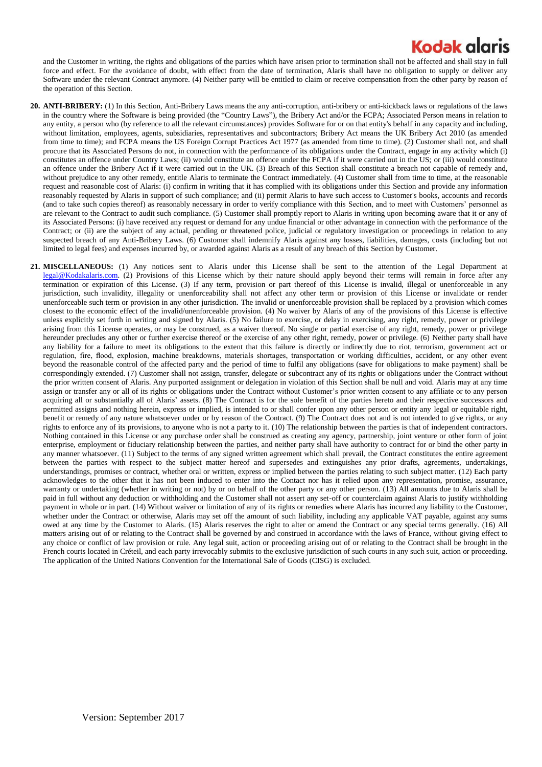and the Customer in writing, the rights and obligations of the parties which have arisen prior to termination shall not be affected and shall stay in full force and effect. For the avoidance of doubt, with effect from the date of termination, Alaris shall have no obligation to supply or deliver any Software under the relevant Contract anymore. (4) Neither party will be entitled to claim or receive compensation from the other party by reason of the operation of this Section.

20. **ANTI-BRIBERY:** (1) In this Section, Anti-Bribery Laws means the any anti-corruption, anti-bribery or anti-kickback laws or regulations of the laws in the country where the Software is being provided (the "Country Laws"), the Bribery Act and/or the FCPA; Associated Person means in relation to any entity, a person who (by reference to all the relevant circumstances) provides Software for or on that entity's behalf in any capacity and including, without limitation, employees, agents, subsidiaries, representatives and subcontractors; Bribery Act means the UK Bribery Act 2010 (as amended from time to time); and FCPA means the US Foreign Corrupt Practices Act 1977 (as amended from time to time). (2) Customer shall not, and shall procure that its Associated Persons do not, in connection with the performance of its obligations under the Contract, engage in any activity which (i) constitutes an offence under Country Laws; (ii) would constitute an offence under the FCPA if it were carried out in the US; or (iii) would constitute an offence under the Bribery Act if it were carried out in the UK. (3) Breach of this Section shall constitute a breach not capable of remedy and, without prejudice to any other remedy, entitle Alaris to terminate the Contract immediately. (4) Customer shall from time to time, at the reasonable request and reasonable cost of Alaris: (i) confirm in writing that it has complied with its obligations under this Section and provide any information reasonably requested by Alaris in support of such compliance; and (ii) permit Alaris to have such access to Customer's books, accounts and records (and to take such copies thereof) as reasonably necessary in order to verify compliance with this Section, and to meet with Customers' personnel as are relevant to the Contract to audit such compliance. (5) Customer shall promptly report to Alaris in writing upon becoming aware that it or any of its Associated Persons: (i) have received any request or demand for any undue financial or other advantage in connection with the performance of the Contract; or (ii) are the subject of any actual, pending or threatened police, judicial or regulatory investigation or proceedings in relation to any suspected breach of any Anti-Bribery Laws. (6) Customer shall indemnify Alaris against any losses, liabilities, damages, costs (including but not limited to legal fees) and expenses incurred by, or awarded against Alaris as a result of any breach of this Section by Customer.

21. **MISCELLANEOUS:** (1) Any notices sent to Alaris under this License shall be sent to the attention of the Legal Department at legal@Kodakalaris.com. (2) Provisions of this License which by their nature should apply beyond their terms will remain in force after any termination or expiration of this License. (3) If any term, provision or part thereof of this License is invalid, illegal or unenforceable in any jurisdiction, such invalidity, illegality or unenforceability shall not affect any other term or provision of this License or invalidate or render unenforceable such term or provision in any other jurisdiction. The invalid or unenforceable provision shall be replaced by a provision which comes closest to the economic effect of the invalid/unenforceable provision. (4) No waiver by Alaris of any of the provisions of this License is effective unless explicitly set forth in writing and signed by Alaris. (5) No failure to exercise, or delay in exercising, any right, remedy, power or privilege arising from this License operates, or may be construed, as a waiver thereof. No single or partial exercise of any right, remedy, power or privilege hereunder precludes any other or further exercise thereof or the exercise of any other right, remedy, power or privilege. (6) Neither party shall have any liability for a failure to meet its obligations to the extent that this failure is directly or indirectly due to riot, terrorism, government act or regulation, fire, flood, explosion, machine breakdowns, materials shortages, transportation or working difficulties, accident, or any other event beyond the reasonable control of the affected party and the period of time to fulfil any obligations (save for obligations to make payment) shall be correspondingly extended. (7) Customer shall not assign, transfer, delegate or subcontract any of its rights or obligations under the Contract without the prior written consent of Alaris. Any purported assignment or delegation in violation of this Section shall be null and void. Alaris may at any time assign or transfer any or all of its rights or obligations under the Contract without Customer's prior written consent to any affiliate or to any person acquiring all or substantially all of Alaris' assets. (8) The Contract is for the sole benefit of the parties hereto and their respective successors and permitted assigns and nothing herein, express or implied, is intended to or shall confer upon any other person or entity any legal or equitable right, benefit or remedy of any nature whatsoever under or by reason of the Contract. (9) The Contract does not and is not intended to give rights, or any rights to enforce any of its provisions, to anyone who is not a party to it. (10) The relationship between the parties is that of independent contractors. Nothing contained in this License or any purchase order shall be construed as creating any agency, partnership, joint venture or other form of joint enterprise, employment or fiduciary relationship between the parties, and neither party shall have authority to contract for or bind the other party in any manner whatsoever. (11) Subject to the terms of any signed written agreement which shall prevail, the Contract constitutes the entire agreement between the parties with respect to the subject matter hereof and supersedes and extinguishes any prior drafts, agreements, undertakings, understandings, promises or contract, whether oral or written, express or implied between the parties relating to such subject matter. (12) Each party acknowledges to the other that it has not been induced to enter into the Contact nor has it relied upon any representation, promise, assurance, warranty or undertaking (whether in writing or not) by or on behalf of the other party or any other person. (13) All amounts due to Alaris shall be paid in full without any deduction or withholding and the Customer shall not assert any set-off or counterclaim against Alaris to justify withholding payment in whole or in part. (14) Without waiver or limitation of any of its rights or remedies where Alaris has incurred any liability to the Customer, whether under the Contract or otherwise, Alaris may set off the amount of such liability, including any applicable VAT payable, against any sums owed at any time by the Customer to Alaris. (15) Alaris reserves the right to alter or amend the Contract or any special terms generally. (16) All matters arising out of or relating to the Contract shall be governed by and construed in accordance with the laws of France, without giving effect to any choice or conflict of law provision or rule. Any legal suit, action or proceeding arising out of or relating to the Contract shall be brought in the French courts located in Créteil, and each party irrevocably submits to the exclusive jurisdiction of such courts in any such suit, action or proceeding. The application of the United Nations Convention for the International Sale of Goods (CISG) is excluded.

Version: September 2017